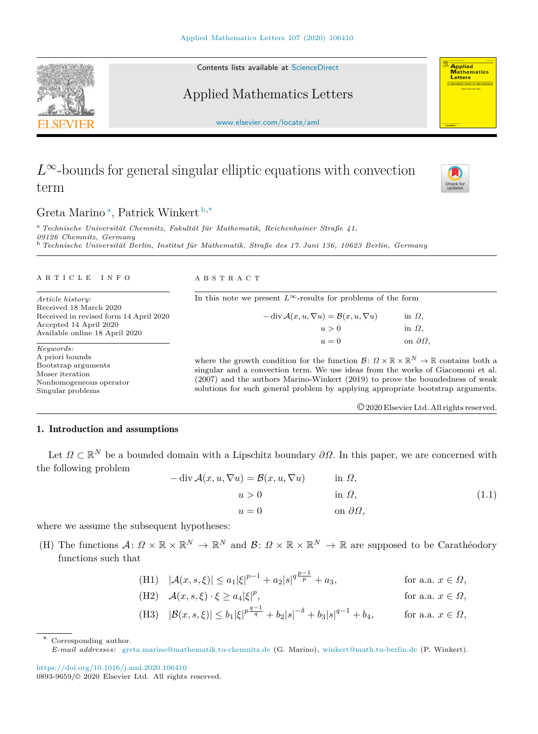# $L^\infty$-bounds for general singular elliptic equations with convection term

Greta Marino [a], Patrick Winkert [b,*]

[a] *Technische Universität Chemnitz, Fakultät für Mathematik, Reichenhainer Straße 41, 09126 Chemnitz, Germany*
[b] *Technische Universität Berlin, Institut für Mathematik, Straße des 17. Juni 136, 10623 Berlin, Germany*

ARTICLE INFO

*Article history:*
Received 18 March 2020
Received in revised form 14 April 2020
Accepted 14 April 2020
Available online 18 April 2020

*Keywords:*
A priori bounds
Bootstrap arguments
Moser iteration
Nonhomogeneous operator
Singular problems

ABSTRACT

In this note we present $L^\infty$-results for problems of the form

$$
\begin{aligned}
-\operatorname{div} \mathcal{A}(x,u,\nabla u) &= \mathcal{B}(x,u,\nabla u) && \text{in } \Omega,\\
u &> 0 && \text{in } \Omega,\\
u &= 0 && \text{on } \partial\Omega,
\end{aligned}
$$

where the growth condition for the function $\mathcal{B}\colon \Omega \times \mathbb{R} \times \mathbb{R}^N \to \mathbb{R}$ contains both a singular and a convection term. We use ideas from the works of Giacomoni et al. (2007) and the authors Marino-Winkert (2019) to prove the boundedness of weak solutions for such general problem by applying appropriate bootstrap arguments.

© 2020 Elsevier Ltd. All rights reserved.

## 1. Introduction and assumptions

Let $\Omega \subset \mathbb{R}^N$ be a bounded domain with a Lipschitz boundary $\partial\Omega$. In this paper, we are concerned with the following problem

$$
\begin{aligned}
-\operatorname{div} \mathcal{A}(x,u,\nabla u) &= \mathcal{B}(x,u,\nabla u) && \text{in } \Omega,\\
u &> 0 && \text{in } \Omega,\\
u &= 0 && \text{on } \partial\Omega,
\end{aligned}
\tag{1.1}
$$

where we assume the subsequent hypotheses:

(H) The functions $\mathcal{A}\colon \Omega \times \mathbb{R} \times \mathbb{R}^N \to \mathbb{R}^N$ and $\mathcal{B}\colon \Omega \times \mathbb{R} \times \mathbb{R}^N \to \mathbb{R}$ are supposed to be Carathéodory functions such that

$$
\begin{aligned}
&\text{(H1)} \quad |\mathcal{A}(x,s,\xi)| \leq a_1|\xi|^{p-1} + a_2|s|^{q\frac{p-1}{p}} + a_3, && \text{for a.a. } x \in \Omega,\\
&\text{(H2)} \quad \mathcal{A}(x,s,\xi)\cdot\xi \geq a_4|\xi|^p, && \text{for a.a. } x \in \Omega,\\
&\text{(H3)} \quad |\mathcal{B}(x,s,\xi)| \leq b_1|\xi|^{p\frac{q-1}{q}} + b_2|s|^{-\delta} + b_3|s|^{q-1} + b_4, && \text{for a.a. } x \in \Omega,
\end{aligned}
$$

\* Corresponding author.
*E-mail addresses:* greta.marino@mathematik.tu-chemnitz.de (G. Marino), winkert@math.tu-berlin.de (P. Winkert).

https://doi.org/10.1016/j.aml.2020.106410
0893-9659/© 2020 Elsevier Ltd. All rights reserved.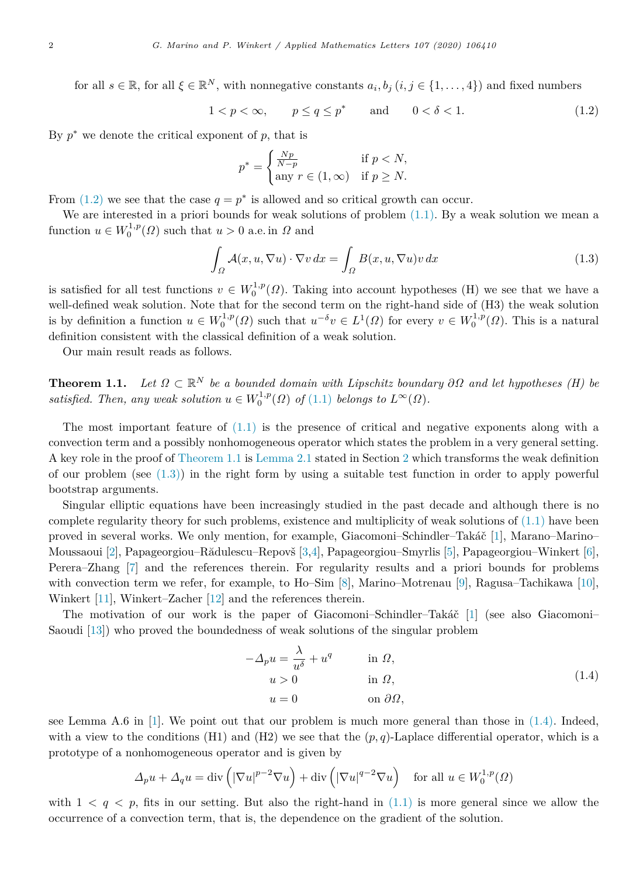for all $s \in \mathbb{R}$, for all $\xi \in \mathbb{R}^N$, with nonnegative constants $a_i, b_j$ $(i, j \in \{1, \ldots, 4\})$ and fixed numbers

$$1 < p < \infty, \qquad p \leq q \leq p^* \qquad \text{and} \qquad 0 < \delta < 1. \tag{1.2}$$

By $p^*$ we denote the critical exponent of $p$, that is

$$p^* = \begin{cases} \frac{Np}{N-p} & \text{if } p < N, \\ \text{any } r \in (1, \infty) & \text{if } p \geq N. \end{cases}$$

From (1.2) we see that the case $q = p^*$ is allowed and so critical growth can occur.

We are interested in a priori bounds for weak solutions of problem (1.1). By a weak solution we mean a function $u \in W_0^{1,p}(\Omega)$ such that $u > 0$ a.e. in $\Omega$ and

$$\int_\Omega \mathcal{A}(x, u, \nabla u) \cdot \nabla v \, dx = \int_\Omega B(x, u, \nabla u) v \, dx \tag{1.3}$$

is satisfied for all test functions $v \in W_0^{1,p}(\Omega)$. Taking into account hypotheses (H) we see that we have a well-defined weak solution. Note that for the second term on the right-hand side of (H3) the weak solution is by definition a function $u \in W_0^{1,p}(\Omega)$ such that $u^{-\delta} v \in L^1(\Omega)$ for every $v \in W_0^{1,p}(\Omega)$. This is a natural definition consistent with the classical definition of a weak solution.

Our main result reads as follows.

**Theorem 1.1.** *Let $\Omega \subset \mathbb{R}^N$ be a bounded domain with Lipschitz boundary $\partial\Omega$ and let hypotheses (H) be satisfied. Then, any weak solution $u \in W_0^{1,p}(\Omega)$ of (1.1) belongs to $L^\infty(\Omega)$.*

The most important feature of (1.1) is the presence of critical and negative exponents along with a convection term and a possibly nonhomogeneous operator which states the problem in a very general setting. A key role in the proof of Theorem 1.1 is Lemma 2.1 stated in Section 2 which transforms the weak definition of our problem (see (1.3)) in the right form by using a suitable test function in order to apply powerful bootstrap arguments.

Singular elliptic equations have been increasingly studied in the past decade and although there is no complete regularity theory for such problems, existence and multiplicity of weak solutions of (1.1) have been proved in several works. We only mention, for example, Giacomoni–Schindler–Takáč [1], Marano–Marino–Moussaoui [2], Papageorgiou–Rădulescu–Repovš [3,4], Papageorgiou–Smyrlis [5], Papageorgiou–Winkert [6], Perera–Zhang [7] and the references therein. For regularity results and a priori bounds for problems with convection term we refer, for example, to Ho–Sim [8], Marino–Motrenau [9], Ragusa–Tachikawa [10], Winkert [11], Winkert–Zacher [12] and the references therein.

The motivation of our work is the paper of Giacomoni–Schindler–Takáč [1] (see also Giacomoni–Saoudi [13]) who proved the boundedness of weak solutions of the singular problem

$$\begin{aligned} -\Delta_p u &= \frac{\lambda}{u^\delta} + u^q \qquad && \text{in } \Omega, \\ u &> 0 && \text{in } \Omega, \\ u &= 0 && \text{on } \partial\Omega, \end{aligned} \tag{1.4}$$

see Lemma A.6 in [1]. We point out that our problem is much more general than those in (1.4). Indeed, with a view to the conditions (H1) and (H2) we see that the $(p, q)$-Laplace differential operator, which is a prototype of a nonhomogeneous operator and is given by

$$\Delta_p u + \Delta_q u = \operatorname{div}\left(|\nabla u|^{p-2} \nabla u\right) + \operatorname{div}\left(|\nabla u|^{q-2} \nabla u\right) \quad \text{for all } u \in W_0^{1,p}(\Omega)$$

with $1 < q < p$, fits in our setting. But also the right-hand in (1.1) is more general since we allow the occurrence of a convection term, that is, the dependence on the gradient of the solution.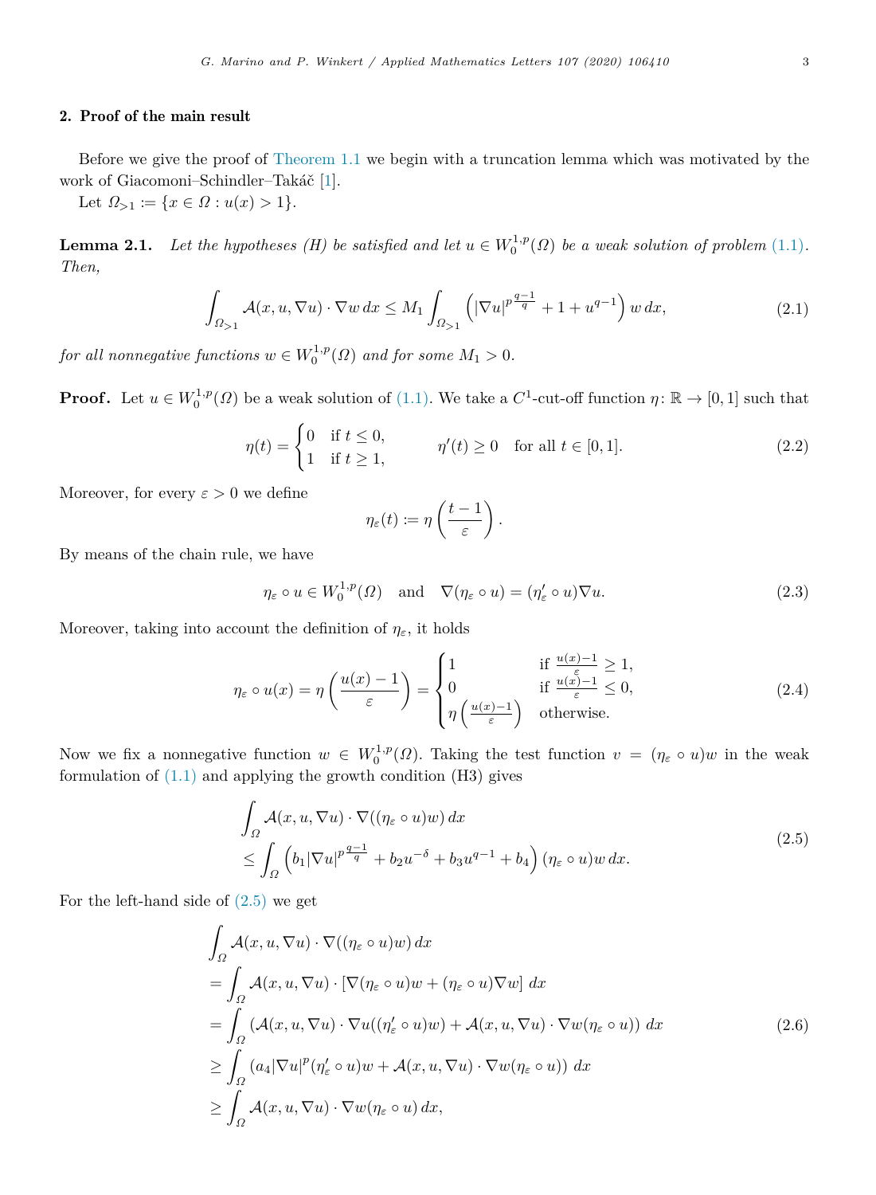## 2. Proof of the main result

Before we give the proof of Theorem 1.1 we begin with a truncation lemma which was motivated by the work of Giacomoni–Schindler–Takáč [1].

Let $\Omega_{>1} := \{x \in \Omega : u(x) > 1\}$.

**Lemma 2.1.** *Let the hypotheses (H) be satisfied and let $u \in W_0^{1,p}(\Omega)$ be a weak solution of problem (1.1). Then,*

$$\int_{\Omega_{>1}} \mathcal{A}(x,u,\nabla u) \cdot \nabla w \, dx \leq M_1 \int_{\Omega_{>1}} \left( |\nabla u|^{p\frac{q-1}{q}} + 1 + u^{q-1} \right) w \, dx, \tag{2.1}$$

*for all nonnegative functions $w \in W_0^{1,p}(\Omega)$ and for some $M_1 > 0$.*

**Proof.** Let $u \in W_0^{1,p}(\Omega)$ be a weak solution of (1.1). We take a $C^1$-cut-off function $\eta \colon \mathbb{R} \to [0,1]$ such that

$$\eta(t) = \begin{cases} 0 & \text{if } t \leq 0, \\ 1 & \text{if } t \geq 1, \end{cases} \qquad \eta'(t) \geq 0 \quad \text{for all } t \in [0,1]. \tag{2.2}$$

Moreover, for every $\varepsilon > 0$ we define

$$\eta_\varepsilon(t) := \eta\left(\frac{t-1}{\varepsilon}\right).$$

By means of the chain rule, we have

$$\eta_\varepsilon \circ u \in W_0^{1,p}(\Omega) \quad \text{and} \quad \nabla(\eta_\varepsilon \circ u) = (\eta_\varepsilon' \circ u)\nabla u. \tag{2.3}$$

Moreover, taking into account the definition of $\eta_\varepsilon$, it holds

$$\eta_\varepsilon \circ u(x) = \eta\left(\frac{u(x)-1}{\varepsilon}\right) = \begin{cases} 1 & \text{if } \frac{u(x)-1}{\varepsilon} \geq 1, \\ 0 & \text{if } \frac{u(x)-1}{\varepsilon} \leq 0, \\ \eta\left(\frac{u(x)-1}{\varepsilon}\right) & \text{otherwise.} \end{cases} \tag{2.4}$$

Now we fix a nonnegative function $w \in W_0^{1,p}(\Omega)$. Taking the test function $v = (\eta_\varepsilon \circ u)w$ in the weak formulation of (1.1) and applying the growth condition (H3) gives

$$\begin{aligned} &\int_\Omega \mathcal{A}(x,u,\nabla u) \cdot \nabla((\eta_\varepsilon \circ u)w) \, dx \\ &\leq \int_\Omega \left( b_1 |\nabla u|^{p\frac{q-1}{q}} + b_2 u^{-\delta} + b_3 u^{q-1} + b_4 \right) (\eta_\varepsilon \circ u) w \, dx. \end{aligned} \tag{2.5}$$

For the left-hand side of (2.5) we get

$$\begin{aligned} &\int_\Omega \mathcal{A}(x,u,\nabla u) \cdot \nabla((\eta_\varepsilon \circ u)w) \, dx \\ &= \int_\Omega \mathcal{A}(x,u,\nabla u) \cdot \left[ \nabla(\eta_\varepsilon \circ u) w + (\eta_\varepsilon \circ u) \nabla w \right] \, dx \\ &= \int_\Omega \left( \mathcal{A}(x,u,\nabla u) \cdot \nabla u ((\eta_\varepsilon' \circ u) w) + \mathcal{A}(x,u,\nabla u) \cdot \nabla w (\eta_\varepsilon \circ u) \right) \, dx \\ &\geq \int_\Omega \left( a_4 |\nabla u|^p (\eta_\varepsilon' \circ u) w + \mathcal{A}(x,u,\nabla u) \cdot \nabla w (\eta_\varepsilon \circ u) \right) \, dx \\ &\geq \int_\Omega \mathcal{A}(x,u,\nabla u) \cdot \nabla w (\eta_\varepsilon \circ u) \, dx, \end{aligned} \tag{2.6}$$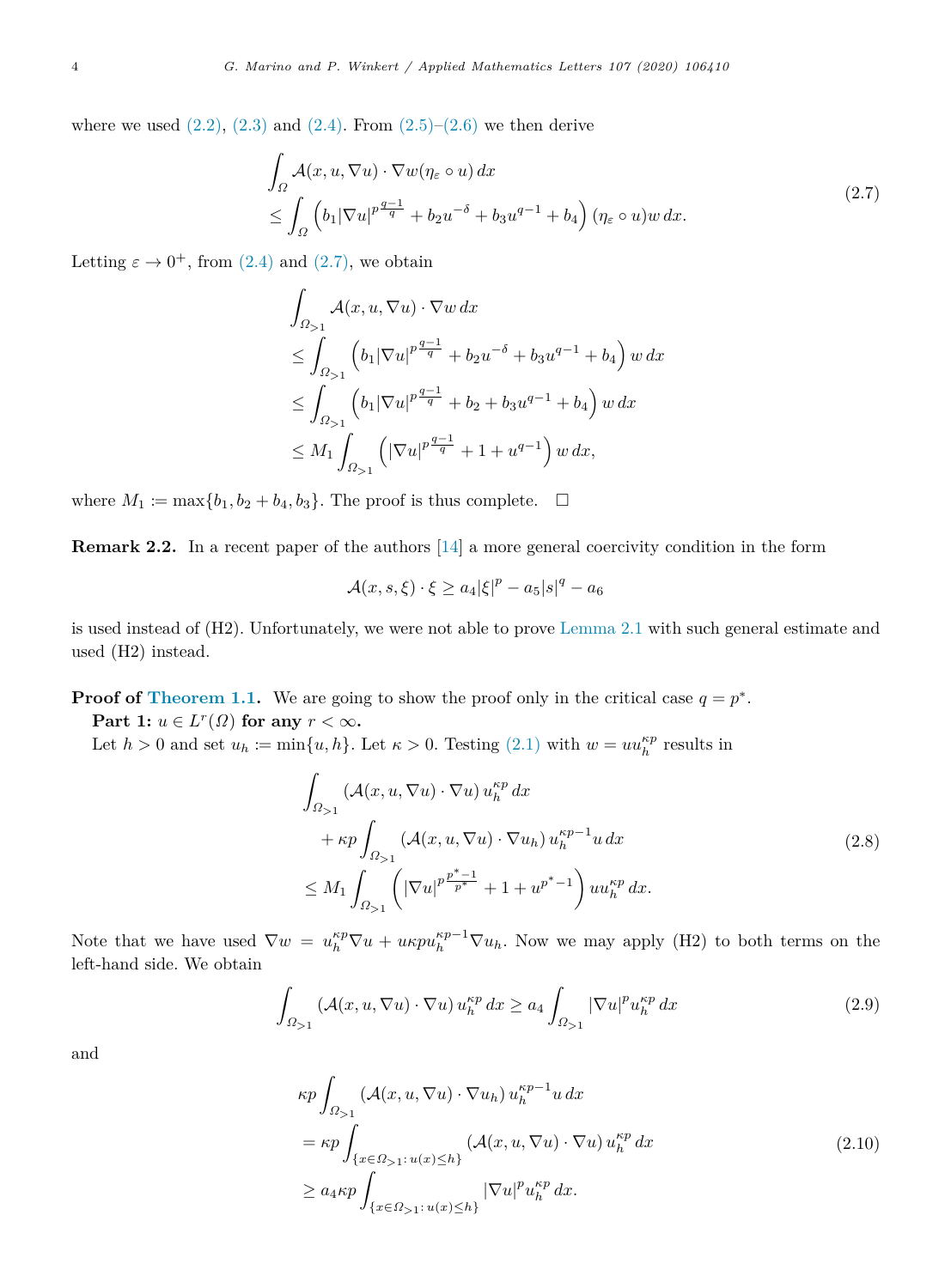where we used (2.2), (2.3) and (2.4). From (2.5)–(2.6) we then derive

$$
\begin{aligned}
&\int_\Omega \mathcal{A}(x,u,\nabla u)\cdot \nabla w(\eta_\varepsilon \circ u)\,dx\\
&\leq \int_\Omega \left(b_1|\nabla u|^{p\frac{q-1}{q}} + b_2 u^{-\delta} + b_3 u^{q-1} + b_4\right)(\eta_\varepsilon \circ u) w\,dx.
\end{aligned}
\tag{2.7}
$$

Letting $\varepsilon \to 0^+$, from (2.4) and (2.7), we obtain

$$
\begin{aligned}
&\int_{\Omega_{>1}} \mathcal{A}(x,u,\nabla u)\cdot \nabla w\,dx\\
&\leq \int_{\Omega_{>1}} \left(b_1|\nabla u|^{p\frac{q-1}{q}} + b_2 u^{-\delta} + b_3 u^{q-1} + b_4\right) w\,dx\\
&\leq \int_{\Omega_{>1}} \left(b_1|\nabla u|^{p\frac{q-1}{q}} + b_2 + b_3 u^{q-1} + b_4\right) w\,dx\\
&\leq M_1 \int_{\Omega_{>1}} \left(|\nabla u|^{p\frac{q-1}{q}} + 1 + u^{q-1}\right) w\,dx,
\end{aligned}
$$

where $M_1 := \max\{b_1, b_2 + b_4, b_3\}$. The proof is thus complete. $\square$

**Remark 2.2.** In a recent paper of the authors [14] a more general coercivity condition in the form

$$
\mathcal{A}(x,s,\xi)\cdot \xi \geq a_4|\xi|^p - a_5|s|^q - a_6
$$

is used instead of (H2). Unfortunately, we were not able to prove Lemma 2.1 with such general estimate and used (H2) instead.

**Proof of Theorem 1.1.** We are going to show the proof only in the critical case $q = p^*$.

**Part 1: $u \in L^r(\Omega)$ for any $r < \infty$.**

Let $h > 0$ and set $u_h := \min\{u, h\}$. Let $\kappa > 0$. Testing (2.1) with $w = u u_h^{\kappa p}$ results in

$$
\begin{aligned}
&\int_{\Omega_{>1}} \left(\mathcal{A}(x,u,\nabla u)\cdot \nabla u\right) u_h^{\kappa p}\,dx\\
&\quad + \kappa p \int_{\Omega_{>1}} \left(\mathcal{A}(x,u,\nabla u)\cdot \nabla u_h\right) u_h^{\kappa p-1} u\,dx\\
&\leq M_1 \int_{\Omega_{>1}} \left(|\nabla u|^{p\frac{p^*-1}{p^*}} + 1 + u^{p^*-1}\right) u u_h^{\kappa p}\,dx.
\end{aligned}
\tag{2.8}
$$

Note that we have used $\nabla w = u_h^{\kappa p}\nabla u + u\kappa p u_h^{\kappa p-1}\nabla u_h$. Now we may apply (H2) to both terms on the left-hand side. We obtain

$$
\int_{\Omega_{>1}} \left(\mathcal{A}(x,u,\nabla u)\cdot \nabla u\right) u_h^{\kappa p}\,dx \geq a_4 \int_{\Omega_{>1}} |\nabla u|^p u_h^{\kappa p}\,dx
\tag{2.9}
$$

and

$$
\begin{aligned}
&\kappa p \int_{\Omega_{>1}} \left(\mathcal{A}(x,u,\nabla u)\cdot \nabla u_h\right) u_h^{\kappa p-1} u\,dx\\
&= \kappa p \int_{\{x\in\Omega_{>1}:\, u(x)\leq h\}} \left(\mathcal{A}(x,u,\nabla u)\cdot \nabla u\right) u_h^{\kappa p}\,dx\\
&\geq a_4 \kappa p \int_{\{x\in\Omega_{>1}:\, u(x)\leq h\}} |\nabla u|^p u_h^{\kappa p}\,dx.
\end{aligned}
\tag{2.10}
$$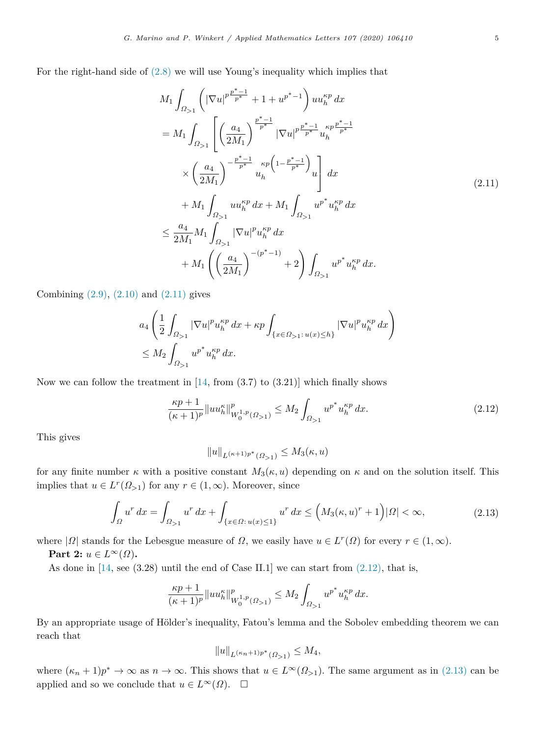For the right-hand side of (2.8) we will use Young's inequality which implies that

$$
\begin{aligned}
&M_1 \int_{\Omega_{>1}} \left( |\nabla u|^{p\frac{p^*-1}{p^*}} + 1 + u^{p^*-1} \right) u u_h^{\kappa p}\, dx \\
&= M_1 \int_{\Omega_{>1}} \left[ \left( \frac{a_4}{2M_1} \right)^{\frac{p^*-1}{p^*}} |\nabla u|^{p\frac{p^*-1}{p^*}} u_h^{\kappa p \frac{p^*-1}{p^*}} \right. \\
&\qquad \left. \times \left( \frac{a_4}{2M_1} \right)^{-\frac{p^*-1}{p^*}} u_h^{\kappa p\left(1-\frac{p^*-1}{p^*}\right)} u \right] dx \\
&\quad + M_1 \int_{\Omega_{>1}} u u_h^{\kappa p}\, dx + M_1 \int_{\Omega_{>1}} u^{p^*} u_h^{\kappa p}\, dx \\
&\le \frac{a_4}{2M_1} M_1 \int_{\Omega_{>1}} |\nabla u|^p u_h^{\kappa p}\, dx \\
&\quad + M_1 \left( \left( \frac{a_4}{2M_1} \right)^{-(p^*-1)} + 2 \right) \int_{\Omega_{>1}} u^{p^*} u_h^{\kappa p}\, dx.
\end{aligned}
\tag{2.11}
$$

Combining (2.9), (2.10) and (2.11) gives

$$
\begin{aligned}
&a_4 \left( \frac{1}{2} \int_{\Omega_{>1}} |\nabla u|^p u_h^{\kappa p}\, dx + \kappa p \int_{\{x \in \Omega_{>1} :\, u(x) \le h\}} |\nabla u|^p u_h^{\kappa p}\, dx \right) \\
&\le M_2 \int_{\Omega_{>1}} u^{p^*} u_h^{\kappa p}\, dx.
\end{aligned}
$$

Now we can follow the treatment in [14, from (3.7) to (3.21)] which finally shows

$$
\frac{\kappa p + 1}{(\kappa + 1)^p} \| u u_h^{\kappa} \|^p_{W_0^{1,p}(\Omega_{>1})} \le M_2 \int_{\Omega_{>1}} u^{p^*} u_h^{\kappa p}\, dx.
\tag{2.12}
$$

This gives

$$
\|u\|_{L^{(\kappa+1)p^*}(\Omega_{>1})} \le M_3(\kappa, u)
$$

for any finite number $\kappa$ with a positive constant $M_3(\kappa, u)$ depending on $\kappa$ and on the solution itself. This implies that $u \in L^r(\Omega_{>1})$ for any $r \in (1, \infty)$. Moreover, since

$$
\int_{\Omega} u^r\, dx = \int_{\Omega_{>1}} u^r\, dx + \int_{\{x \in \Omega :\, u(x) \le 1\}} u^r\, dx \le \left( M_3(\kappa, u)^r + 1 \right) |\Omega| < \infty,
\tag{2.13}
$$

where $|\Omega|$ stands for the Lebesgue measure of $\Omega$, we easily have $u \in L^r(\Omega)$ for every $r \in (1, \infty)$.

**Part 2: $u \in L^\infty(\Omega)$.**

As done in [14, see (3.28) until the end of Case II.1] we can start from (2.12), that is,

$$
\frac{\kappa p + 1}{(\kappa + 1)^p} \| u u_h^{\kappa} \|^p_{W_0^{1,p}(\Omega_{>1})} \le M_2 \int_{\Omega_{>1}} u^{p^*} u_h^{\kappa p}\, dx.
$$

By an appropriate usage of Hölder's inequality, Fatou's lemma and the Sobolev embedding theorem we can reach that

$$
\|u\|_{L^{(\kappa_n+1)p^*}(\Omega_{>1})} \le M_4,
$$

where $(\kappa_n + 1)p^* \to \infty$ as $n \to \infty$. This shows that $u \in L^\infty(\Omega_{>1})$. The same argument as in (2.13) can be applied and so we conclude that $u \in L^\infty(\Omega)$. $\square$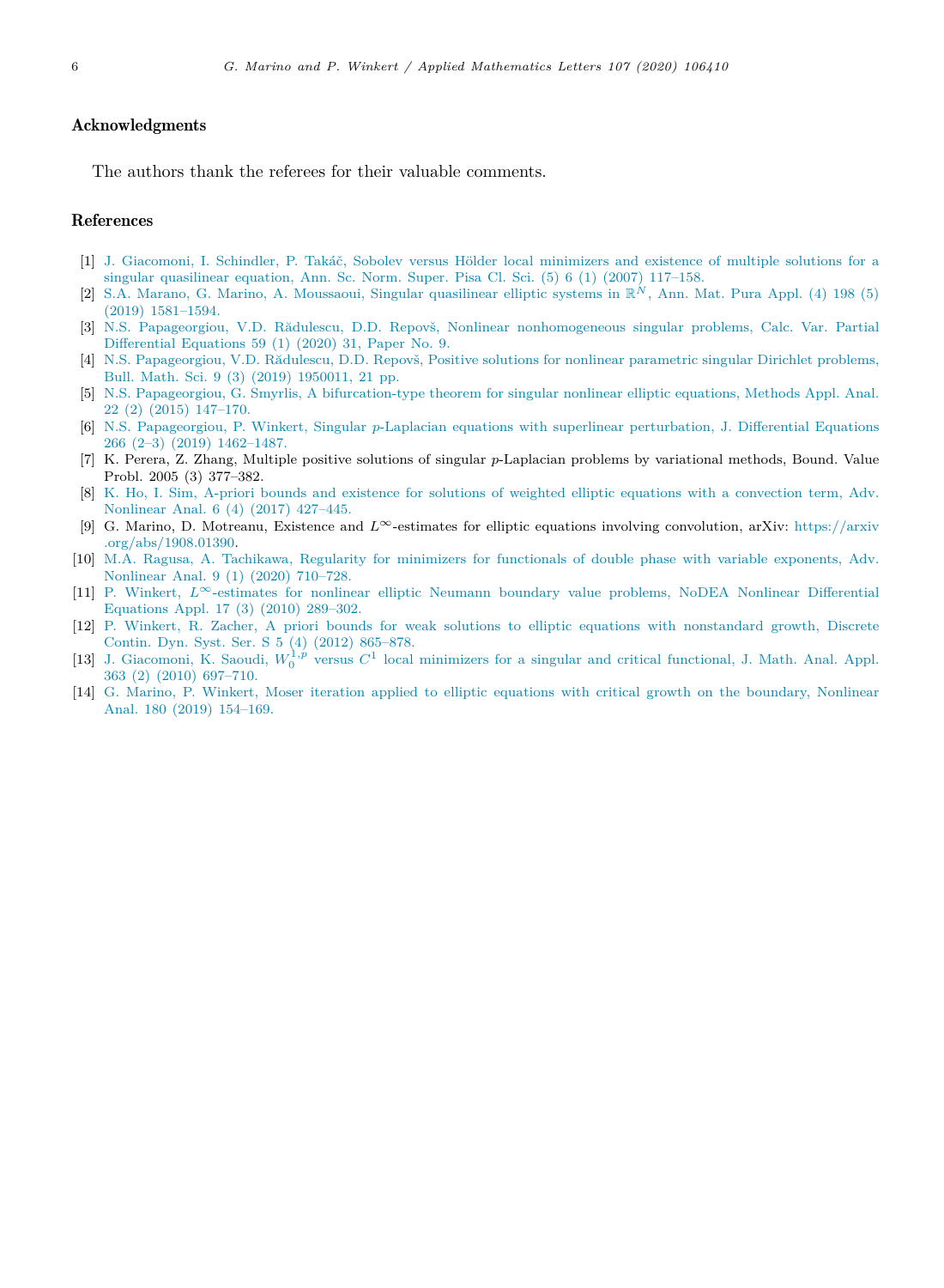## Acknowledgments

The authors thank the referees for their valuable comments.

## References

[1] J. Giacomoni, I. Schindler, P. Takáč, Sobolev versus Hölder local minimizers and existence of multiple solutions for a singular quasilinear equation, Ann. Sc. Norm. Super. Pisa Cl. Sci. (5) 6 (1) (2007) 117–158.

[2] S.A. Marano, G. Marino, A. Moussaoui, Singular quasilinear elliptic systems in $\mathbb{R}^N$, Ann. Mat. Pura Appl. (4) 198 (5) (2019) 1581–1594.

[3] N.S. Papageorgiou, V.D. Rădulescu, D.D. Repovš, Nonlinear nonhomogeneous singular problems, Calc. Var. Partial Differential Equations 59 (1) (2020) 31, Paper No. 9.

[4] N.S. Papageorgiou, V.D. Rădulescu, D.D. Repovš, Positive solutions for nonlinear parametric singular Dirichlet problems, Bull. Math. Sci. 9 (3) (2019) 1950011, 21 pp.

[5] N.S. Papageorgiou, G. Smyrlis, A bifurcation-type theorem for singular nonlinear elliptic equations, Methods Appl. Anal. 22 (2) (2015) 147–170.

[6] N.S. Papageorgiou, P. Winkert, Singular $p$-Laplacian equations with superlinear perturbation, J. Differential Equations 266 (2–3) (2019) 1462–1487.

[7] K. Perera, Z. Zhang, Multiple positive solutions of singular $p$-Laplacian problems by variational methods, Bound. Value Probl. 2005 (3) 377–382.

[8] K. Ho, I. Sim, A-priori bounds and existence for solutions of weighted elliptic equations with a convection term, Adv. Nonlinear Anal. 6 (4) (2017) 427–445.

[9] G. Marino, D. Motreanu, Existence and $L^\infty$-estimates for elliptic equations involving convolution, arXiv: https://arxiv.org/abs/1908.01390.

[10] M.A. Ragusa, A. Tachikawa, Regularity for minimizers for functionals of double phase with variable exponents, Adv. Nonlinear Anal. 9 (1) (2020) 710–728.

[11] P. Winkert, $L^\infty$-estimates for nonlinear elliptic Neumann boundary value problems, NoDEA Nonlinear Differential Equations Appl. 17 (3) (2010) 289–302.

[12] P. Winkert, R. Zacher, A priori bounds for weak solutions to elliptic equations with nonstandard growth, Discrete Contin. Dyn. Syst. Ser. S 5 (4) (2012) 865–878.

[13] J. Giacomoni, K. Saoudi, $W_0^{1,p}$ versus $C^1$ local minimizers for a singular and critical functional, J. Math. Anal. Appl. 363 (2) (2010) 697–710.

[14] G. Marino, P. Winkert, Moser iteration applied to elliptic equations with critical growth on the boundary, Nonlinear Anal. 180 (2019) 154–169.